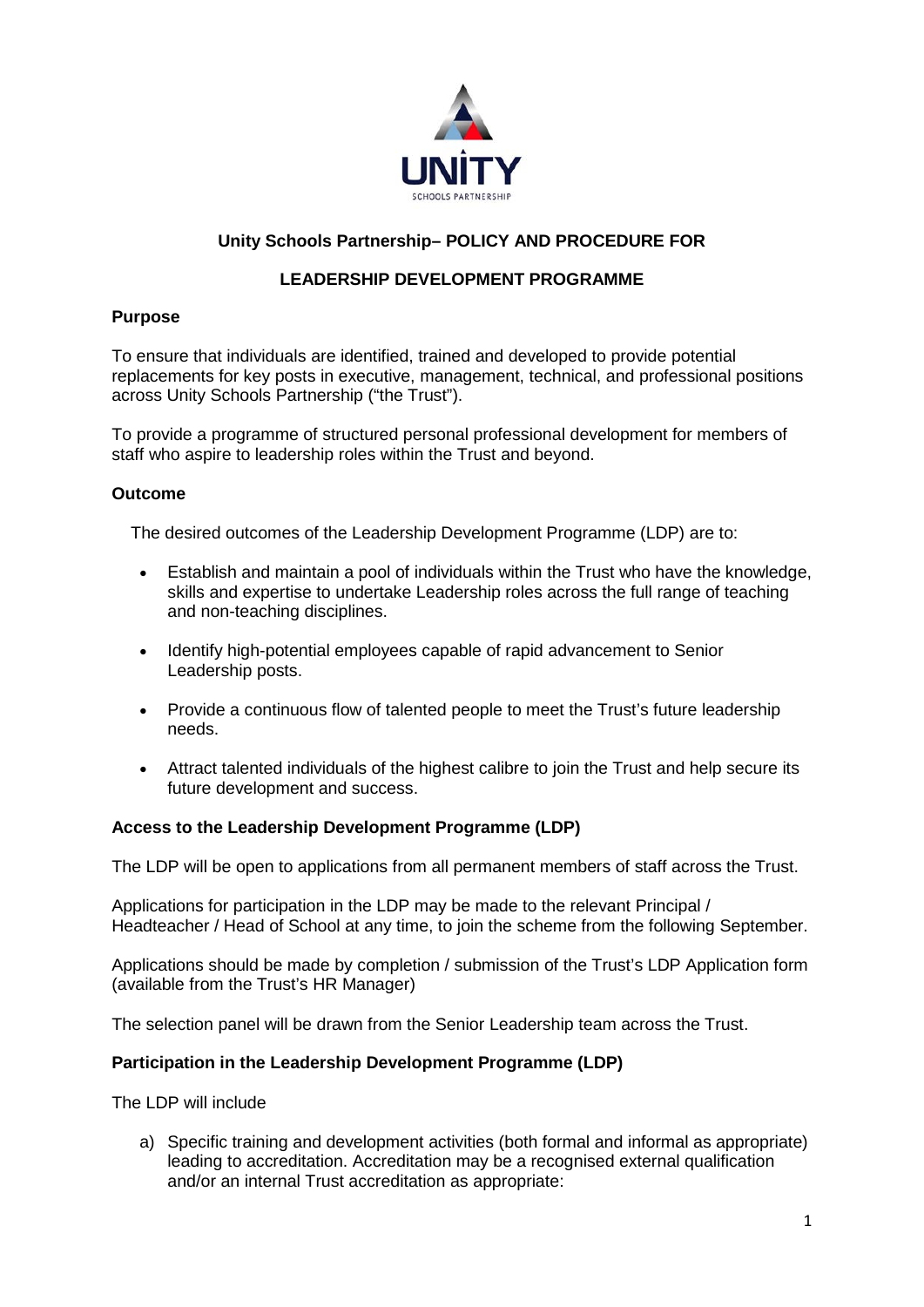**Unity Schools Partnership– POLICY AND PROCEDURE FOR**

**LEADERSHIP DEVELOPMENT PROGRAMME**

**Purpose**

To ensure that individuals are identified, trained and developed to provide potential replacements for key posts in executive, management, technical, and professional positions across Unity Schools Partnership ("the Trust").

To provide a programme of structured personal professional development for members of staff who aspire to leadership roles within the Trust and beyond.

**Outcome**

The desired outcomes of the Leadership Development Programme (LDP) are to:

- Establish and maintain a pool of individuals within the Trust who have the knowledge, skills and expertise to undertake Leadership roles across the full range of teaching and non-teaching disciplines.
- Identify high-potential employees capable of rapid advancement to Senior Leadership posts.
- Provide a continuous flow of talented people to meet the Trust's future leadership needs.
- Attract talented individuals of the highest calibre to join the Trust and help secure its future development and success.

**Access to the Leadership Development Programme (LDP)**

The LDP will be open to applications from all permanent members of staff across the Trust.

Applications for participation in the LDP may be made to the relevant Principal / Headteacher / Head of School at any time, to join the scheme from the following September.

Applications should be made by completion / submission of the Trust's LDP Application form (available from the Trust's HR Manager)

The selection panel will be drawn from the Senior Leadership team across the Trust.

**Participation in the Leadership Development Programme (LDP)**

The LDP will include

a) Specific training and development activities (both formal and informal as appropriate) leading to accreditation. Accreditation may be a recognised external qualification and/or an internal Trust accreditation as appropriate: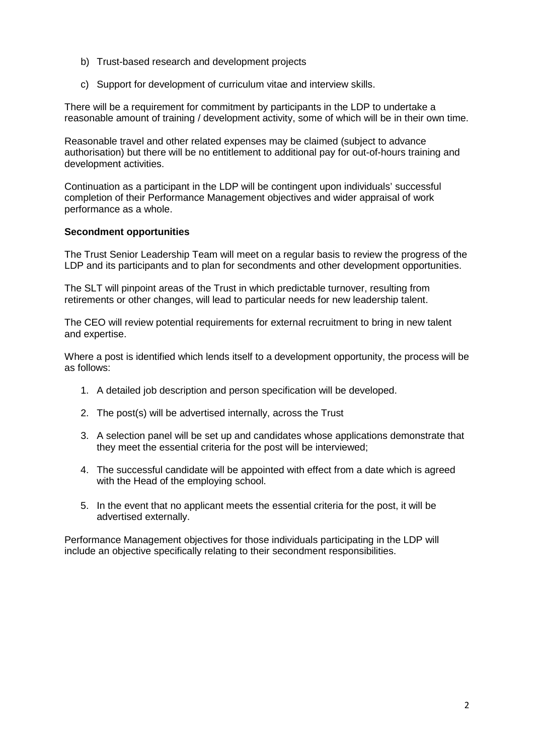b) Trust-based research and development projects

c) Support for development of curriculum vitae and interview skills.

There will be a requirement for commitment by participants in the LDP to undertake a reasonable amount of training / development activity, some of which will be in their own time.

Reasonable travel and other related expenses may be claimed (subject to advance authorisation) but there will be no entitlement to additional pay for out-of-hours training and development activities.

Continuation as a participant in the LDP will be contingent upon individuals' successful completion of their Performance Management objectives and wider appraisal of work performance as a whole.

**Secondment opportunities**

The Trust Senior Leadership Team will meet on a regular basis to review the progress of the LDP and its participants and to plan for secondments and other development opportunities.

The SLT will pinpoint areas of the Trust in which predictable turnover, resulting from retirements or other changes, will lead to particular needs for new leadership talent.

The CEO will review potential requirements for external recruitment to bring in new talent and expertise.

Where a post is identified which lends itself to a development opportunity, the process will be as follows:

1. A detailed job description and person specification will be developed.
2. The post(s) will be advertised internally, across the Trust
3. A selection panel will be set up and candidates whose applications demonstrate that they meet the essential criteria for the post will be interviewed;
4. The successful candidate will be appointed with effect from a date which is agreed with the Head of the employing school.
5. In the event that no applicant meets the essential criteria for the post, it will be advertised externally.

Performance Management objectives for those individuals participating in the LDP will include an objective specifically relating to their secondment responsibilities.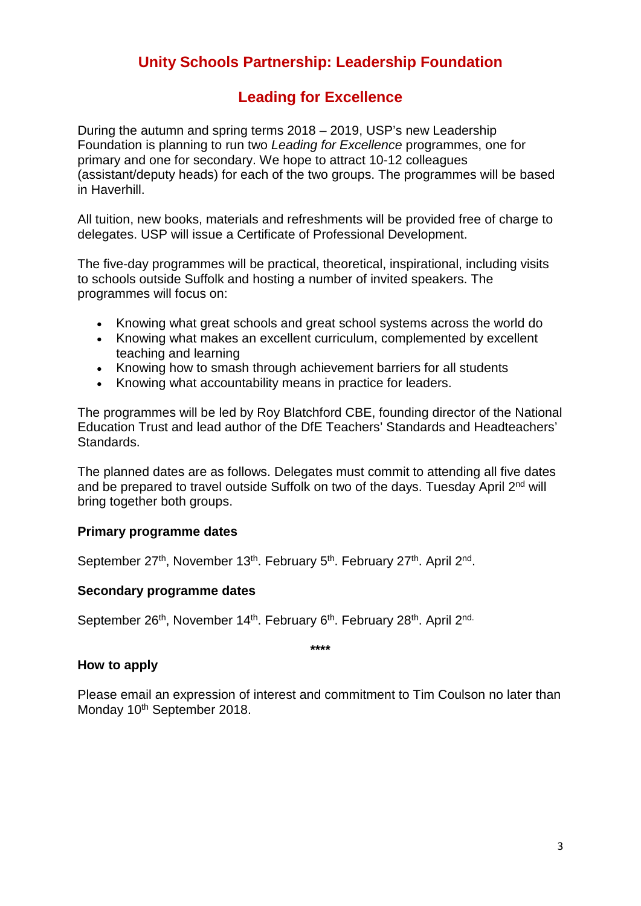# Unity Schools Partnership: Leadership Foundation

## Leading for Excellence

During the autumn and spring terms 2018 – 2019, USP's new Leadership Foundation is planning to run two *Leading for Excellence* programmes, one for primary and one for secondary. We hope to attract 10-12 colleagues (assistant/deputy heads) for each of the two groups. The programmes will be based in Haverhill.

All tuition, new books, materials and refreshments will be provided free of charge to delegates. USP will issue a Certificate of Professional Development.

The five-day programmes will be practical, theoretical, inspirational, including visits to schools outside Suffolk and hosting a number of invited speakers. The programmes will focus on:

- Knowing what great schools and great school systems across the world do
- Knowing what makes an excellent curriculum, complemented by excellent teaching and learning
- Knowing how to smash through achievement barriers for all students
- Knowing what accountability means in practice for leaders.

The programmes will be led by Roy Blatchford CBE, founding director of the National Education Trust and lead author of the DfE Teachers' Standards and Headteachers' Standards.

The planned dates are as follows. Delegates must commit to attending all five dates and be prepared to travel outside Suffolk on two of the days. Tuesday April 2nd will bring together both groups.

**Primary programme dates**

September 27th, November 13th. February 5th. February 27th. April 2nd.

**Secondary programme dates**

September 26th, November 14th. February 6th. February 28th. April 2nd.

****

**How to apply**

Please email an expression of interest and commitment to Tim Coulson no later than Monday 10th September 2018.